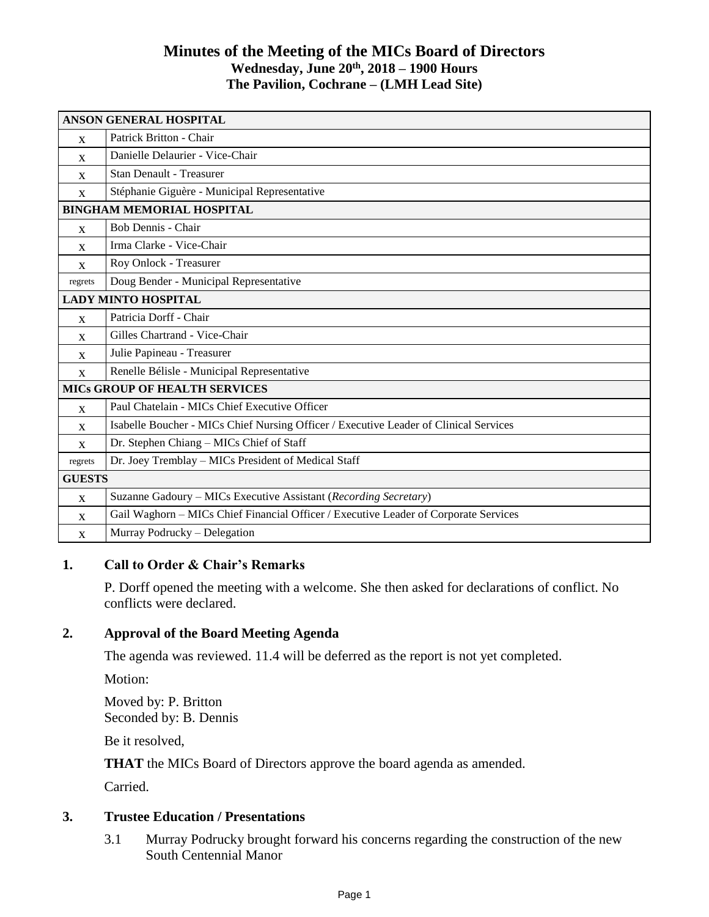# Minutes of the Meeting of the MICs Board of Directors

**Wednesday, June 20th, 2018 – 1900 Hours**

**The Pavilion, Cochrane – (LMH Lead Site)**

| ANSON GENERAL HOSPITAL | |
|---|---|
| x | Patrick Britton - Chair |
| x | Danielle Delaurier - Vice-Chair |
| x | Stan Denault - Treasurer |
| x | Stéphanie Giguère - Municipal Representative |
| **BINGHAM MEMORIAL HOSPITAL** | |
| x | Bob Dennis - Chair |
| x | Irma Clarke - Vice-Chair |
| x | Roy Onlock - Treasurer |
| regrets | Doug Bender - Municipal Representative |
| **LADY MINTO HOSPITAL** | |
| x | Patricia Dorff - Chair |
| x | Gilles Chartrand - Vice-Chair |
| x | Julie Papineau - Treasurer |
| x | Renelle Bélisle - Municipal Representative |
| **MICs GROUP OF HEALTH SERVICES** | |
| x | Paul Chatelain - MICs Chief Executive Officer |
| x | Isabelle Boucher - MICs Chief Nursing Officer / Executive Leader of Clinical Services |
| x | Dr. Stephen Chiang – MICs Chief of Staff |
| regrets | Dr. Joey Tremblay – MICs President of Medical Staff |
| **GUESTS** | |
| x | Suzanne Gadoury – MICs Executive Assistant (*Recording Secretary*) |
| x | Gail Waghorn – MICs Chief Financial Officer / Executive Leader of Corporate Services |
| x | Murray Podrucky – Delegation |

## 1. Call to Order & Chair's Remarks

P. Dorff opened the meeting with a welcome. She then asked for declarations of conflict. No conflicts were declared.

## 2. Approval of the Board Meeting Agenda

The agenda was reviewed. 11.4 will be deferred as the report is not yet completed.

Motion:

Moved by: P. Britton
Seconded by: B. Dennis

Be it resolved,

**THAT** the MICs Board of Directors approve the board agenda as amended.

Carried.

## 3. Trustee Education / Presentations

3.1 Murray Podrucky brought forward his concerns regarding the construction of the new South Centennial Manor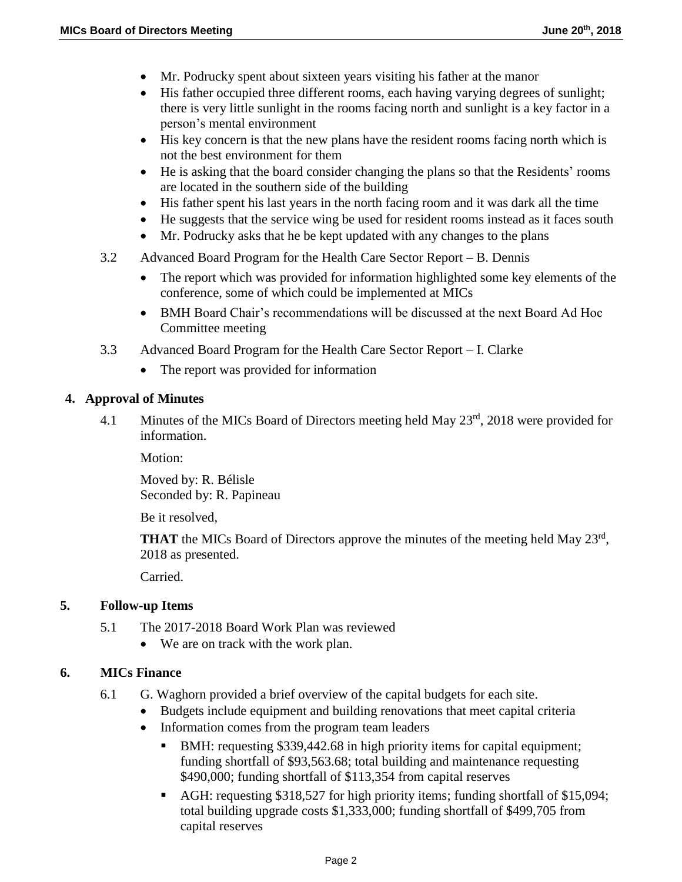- Mr. Podrucky spent about sixteen years visiting his father at the manor
- His father occupied three different rooms, each having varying degrees of sunlight; there is very little sunlight in the rooms facing north and sunlight is a key factor in a person's mental environment
- His key concern is that the new plans have the resident rooms facing north which is not the best environment for them
- He is asking that the board consider changing the plans so that the Residents' rooms are located in the southern side of the building
- His father spent his last years in the north facing room and it was dark all the time
- He suggests that the service wing be used for resident rooms instead as it faces south
- Mr. Podrucky asks that he be kept updated with any changes to the plans

3.2 Advanced Board Program for the Health Care Sector Report – B. Dennis

- The report which was provided for information highlighted some key elements of the conference, some of which could be implemented at MICs
- BMH Board Chair's recommendations will be discussed at the next Board Ad Hoc Committee meeting

3.3 Advanced Board Program for the Health Care Sector Report – I. Clarke

- The report was provided for information

## 4. Approval of Minutes

4.1 Minutes of the MICs Board of Directors meeting held May 23rd, 2018 were provided for information.

Motion:

Moved by: R. Bélisle
Seconded by: R. Papineau

Be it resolved,

**THAT** the MICs Board of Directors approve the minutes of the meeting held May 23rd, 2018 as presented.

Carried.

## 5. Follow-up Items

5.1 The 2017-2018 Board Work Plan was reviewed

- We are on track with the work plan.

## 6. MICs Finance

6.1 G. Waghorn provided a brief overview of the capital budgets for each site.

- Budgets include equipment and building renovations that meet capital criteria
- Information comes from the program team leaders
  - BMH: requesting $339,442.68 in high priority items for capital equipment; funding shortfall of $93,563.68; total building and maintenance requesting $490,000; funding shortfall of $113,354 from capital reserves
  - AGH: requesting $318,527 for high priority items; funding shortfall of $15,094; total building upgrade costs $1,333,000; funding shortfall of $499,705 from capital reserves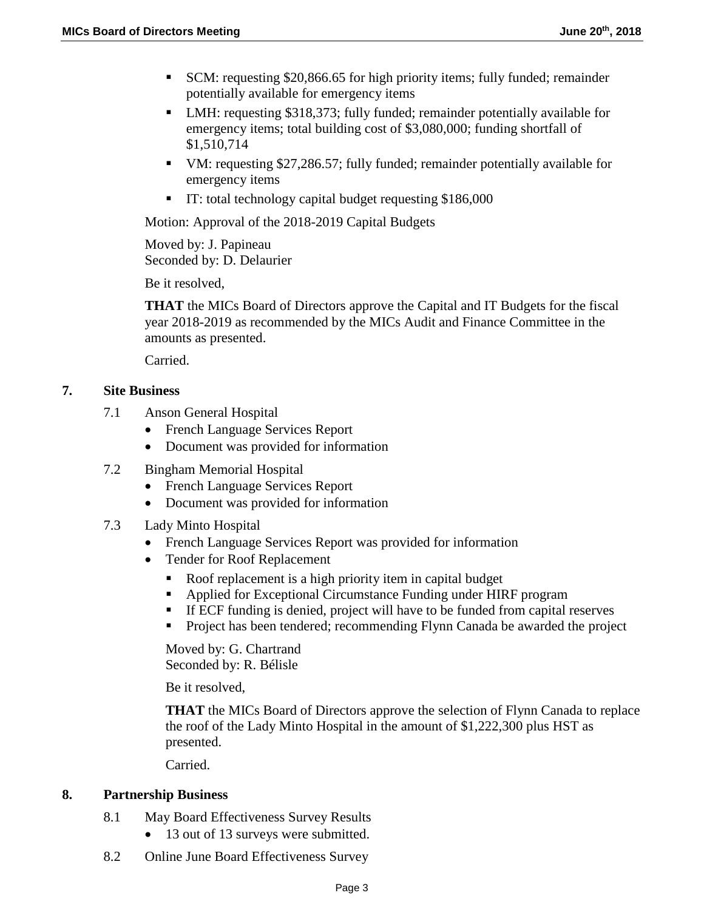- SCM: requesting $20,866.65 for high priority items; fully funded; remainder potentially available for emergency items
- LMH: requesting $318,373; fully funded; remainder potentially available for emergency items; total building cost of $3,080,000; funding shortfall of $1,510,714
- VM: requesting $27,286.57; fully funded; remainder potentially available for emergency items
- IT: total technology capital budget requesting $186,000

Motion: Approval of the 2018-2019 Capital Budgets

Moved by: J. Papineau
Seconded by: D. Delaurier

Be it resolved,

**THAT** the MICs Board of Directors approve the Capital and IT Budgets for the fiscal year 2018-2019 as recommended by the MICs Audit and Finance Committee in the amounts as presented.

Carried.

## 7. Site Business

7.1 Anson General Hospital

- French Language Services Report
- Document was provided for information

7.2 Bingham Memorial Hospital

- French Language Services Report
- Document was provided for information

7.3 Lady Minto Hospital

- French Language Services Report was provided for information
- Tender for Roof Replacement
  - Roof replacement is a high priority item in capital budget
  - Applied for Exceptional Circumstance Funding under HIRF program
  - If ECF funding is denied, project will have to be funded from capital reserves
  - Project has been tendered; recommending Flynn Canada be awarded the project

Moved by: G. Chartrand
Seconded by: R. Bélisle

Be it resolved,

**THAT** the MICs Board of Directors approve the selection of Flynn Canada to replace the roof of the Lady Minto Hospital in the amount of $1,222,300 plus HST as presented.

Carried.

## 8. Partnership Business

8.1 May Board Effectiveness Survey Results

- 13 out of 13 surveys were submitted.

8.2 Online June Board Effectiveness Survey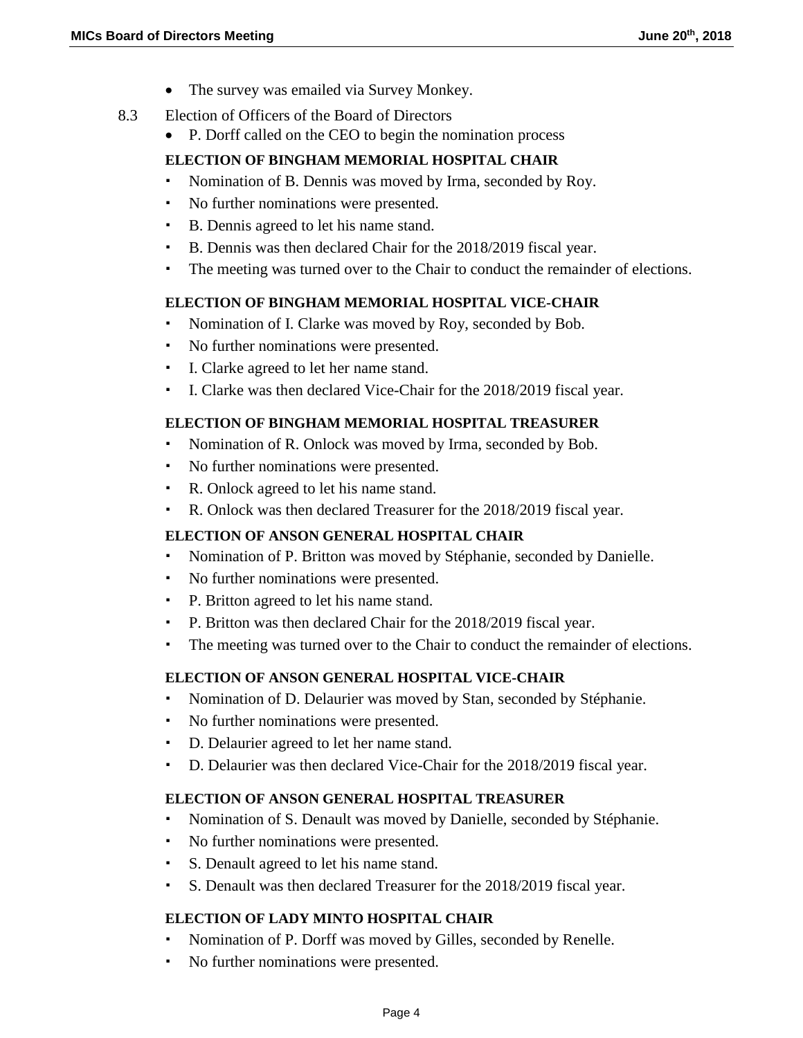- The survey was emailed via Survey Monkey.

8.3 Election of Officers of the Board of Directors

- P. Dorff called on the CEO to begin the nomination process

**ELECTION OF BINGHAM MEMORIAL HOSPITAL CHAIR**

- Nomination of B. Dennis was moved by Irma, seconded by Roy.
- No further nominations were presented.
- B. Dennis agreed to let his name stand.
- B. Dennis was then declared Chair for the 2018/2019 fiscal year.
- The meeting was turned over to the Chair to conduct the remainder of elections.

**ELECTION OF BINGHAM MEMORIAL HOSPITAL VICE-CHAIR**

- Nomination of I. Clarke was moved by Roy, seconded by Bob.
- No further nominations were presented.
- I. Clarke agreed to let her name stand.
- I. Clarke was then declared Vice-Chair for the 2018/2019 fiscal year.

**ELECTION OF BINGHAM MEMORIAL HOSPITAL TREASURER**

- Nomination of R. Onlock was moved by Irma, seconded by Bob.
- No further nominations were presented.
- R. Onlock agreed to let his name stand.
- R. Onlock was then declared Treasurer for the 2018/2019 fiscal year.

**ELECTION OF ANSON GENERAL HOSPITAL CHAIR**

- Nomination of P. Britton was moved by Stéphanie, seconded by Danielle.
- No further nominations were presented.
- P. Britton agreed to let his name stand.
- P. Britton was then declared Chair for the 2018/2019 fiscal year.
- The meeting was turned over to the Chair to conduct the remainder of elections.

**ELECTION OF ANSON GENERAL HOSPITAL VICE-CHAIR**

- Nomination of D. Delaurier was moved by Stan, seconded by Stéphanie.
- No further nominations were presented.
- D. Delaurier agreed to let her name stand.
- D. Delaurier was then declared Vice-Chair for the 2018/2019 fiscal year.

**ELECTION OF ANSON GENERAL HOSPITAL TREASURER**

- Nomination of S. Denault was moved by Danielle, seconded by Stéphanie.
- No further nominations were presented.
- S. Denault agreed to let his name stand.
- S. Denault was then declared Treasurer for the 2018/2019 fiscal year.

**ELECTION OF LADY MINTO HOSPITAL CHAIR**

- Nomination of P. Dorff was moved by Gilles, seconded by Renelle.
- No further nominations were presented.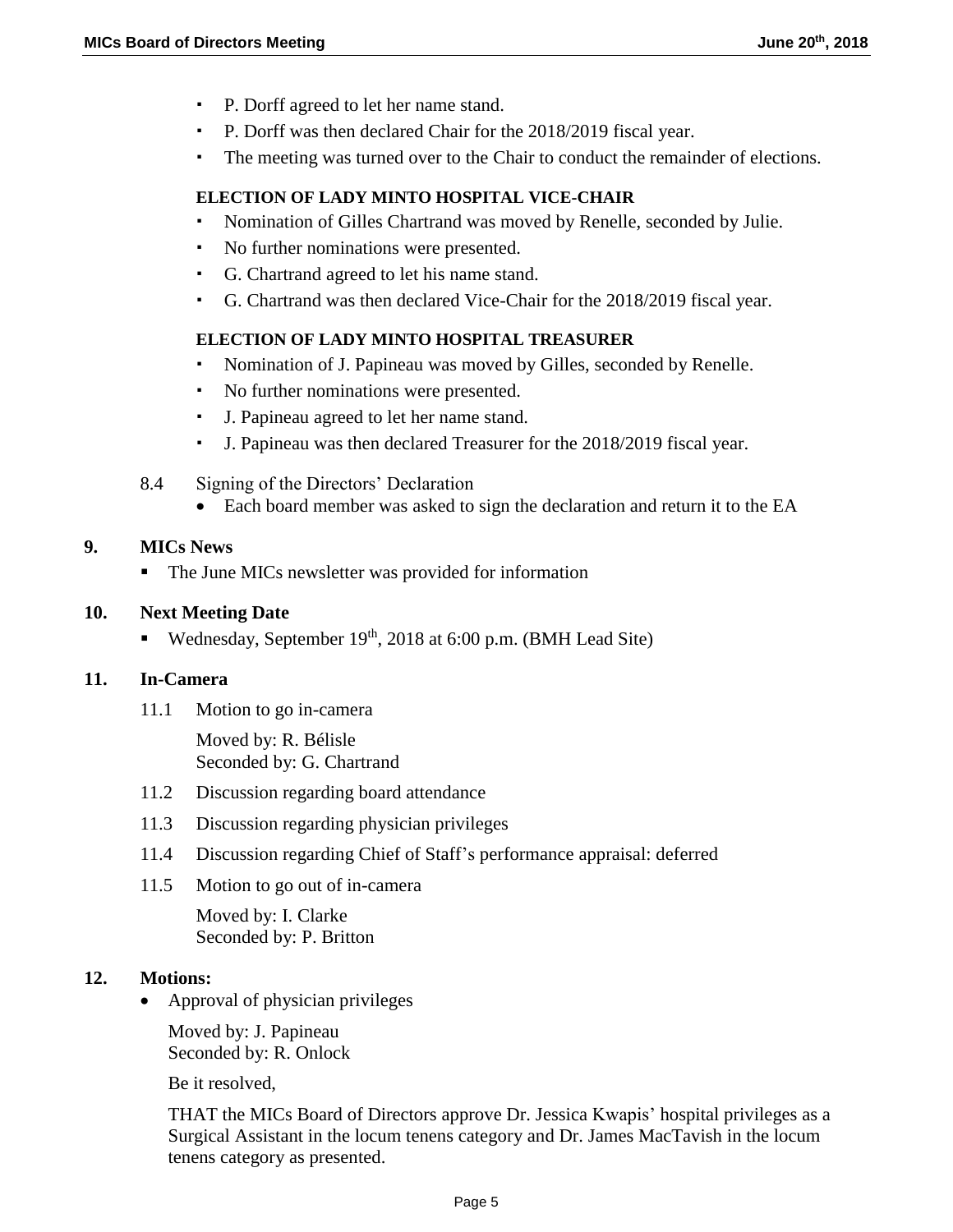- P. Dorff agreed to let her name stand.
- P. Dorff was then declared Chair for the 2018/2019 fiscal year.
- The meeting was turned over to the Chair to conduct the remainder of elections.

**ELECTION OF LADY MINTO HOSPITAL VICE-CHAIR**

- Nomination of Gilles Chartrand was moved by Renelle, seconded by Julie.
- No further nominations were presented.
- G. Chartrand agreed to let his name stand.
- G. Chartrand was then declared Vice-Chair for the 2018/2019 fiscal year.

**ELECTION OF LADY MINTO HOSPITAL TREASURER**

- Nomination of J. Papineau was moved by Gilles, seconded by Renelle.
- No further nominations were presented.
- J. Papineau agreed to let her name stand.
- J. Papineau was then declared Treasurer for the 2018/2019 fiscal year.

8.4 Signing of the Directors' Declaration

- Each board member was asked to sign the declaration and return it to the EA

## 9. MICs News

- The June MICs newsletter was provided for information

## 10. Next Meeting Date

- Wednesday, September 19th, 2018 at 6:00 p.m. (BMH Lead Site)

## 11. In-Camera

11.1 Motion to go in-camera

Moved by: R. Bélisle
Seconded by: G. Chartrand

11.2 Discussion regarding board attendance

11.3 Discussion regarding physician privileges

11.4 Discussion regarding Chief of Staff's performance appraisal: deferred

11.5 Motion to go out of in-camera

Moved by: I. Clarke
Seconded by: P. Britton

## 12. Motions:

- Approval of physician privileges

Moved by: J. Papineau
Seconded by: R. Onlock

Be it resolved,

THAT the MICs Board of Directors approve Dr. Jessica Kwapis' hospital privileges as a Surgical Assistant in the locum tenens category and Dr. James MacTavish in the locum tenens category as presented.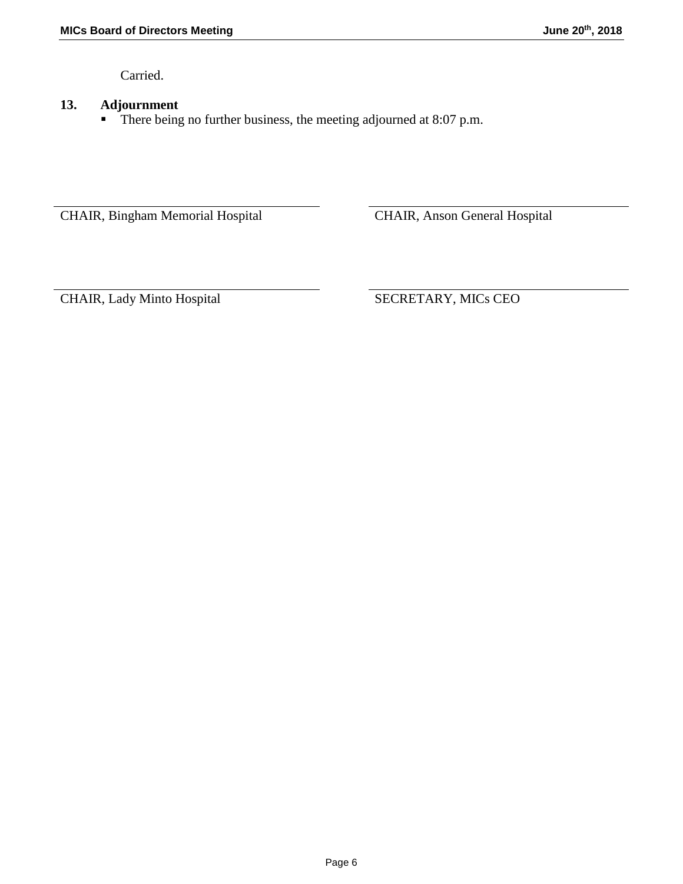Carried.

**13. Adjournment**

- There being no further business, the meeting adjourned at 8:07 p.m.

| | |
|---|---|
| CHAIR, Bingham Memorial Hospital | CHAIR, Anson General Hospital |
| CHAIR, Lady Minto Hospital | SECRETARY, MICs CEO |